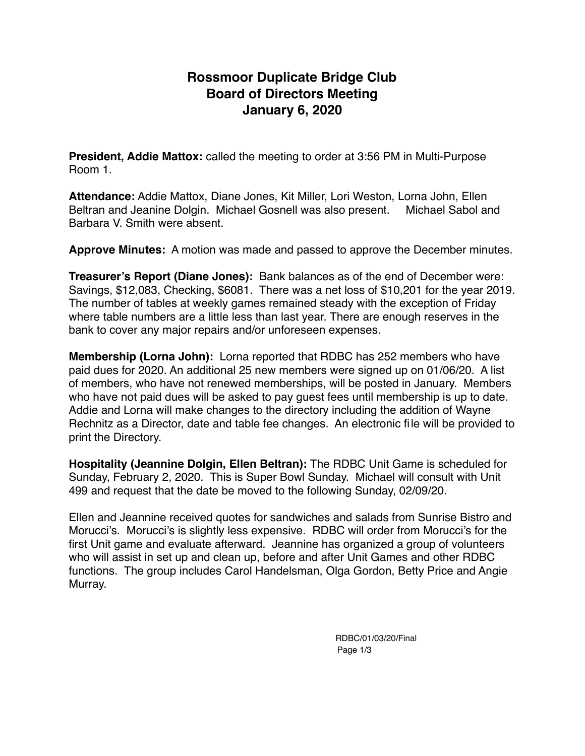# Rossmoor Duplicate Bridge Club
## Board of Directors Meeting
## January 6, 2020

**President, Addie Mattox:** called the meeting to order at 3:56 PM in Multi-Purpose Room 1.

**Attendance:** Addie Mattox, Diane Jones, Kit Miller, Lori Weston, Lorna John, Ellen Beltran and Jeanine Dolgin. Michael Gosnell was also present. Michael Sabol and Barbara V. Smith were absent.

**Approve Minutes:** A motion was made and passed to approve the December minutes.

**Treasurer's Report (Diane Jones):** Bank balances as of the end of December were: Savings, $12,083, Checking, $6081. There was a net loss of $10,201 for the year 2019. The number of tables at weekly games remained steady with the exception of Friday where table numbers are a little less than last year. There are enough reserves in the bank to cover any major repairs and/or unforeseen expenses.

**Membership (Lorna John):** Lorna reported that RDBC has 252 members who have paid dues for 2020. An additional 25 new members were signed up on 01/06/20. A list of members, who have not renewed memberships, will be posted in January. Members who have not paid dues will be asked to pay guest fees until membership is up to date. Addie and Lorna will make changes to the directory including the addition of Wayne Rechnitz as a Director, date and table fee changes. An electronic file will be provided to print the Directory.

**Hospitality (Jeannine Dolgin, Ellen Beltran):** The RDBC Unit Game is scheduled for Sunday, February 2, 2020. This is Super Bowl Sunday. Michael will consult with Unit 499 and request that the date be moved to the following Sunday, 02/09/20.

Ellen and Jeannine received quotes for sandwiches and salads from Sunrise Bistro and Morucci's. Morucci's is slightly less expensive. RDBC will order from Morucci's for the first Unit game and evaluate afterward. Jeannine has organized a group of volunteers who will assist in set up and clean up, before and after Unit Games and other RDBC functions. The group includes Carol Handelsman, Olga Gordon, Betty Price and Angie Murray.

RDBC/01/03/20/Final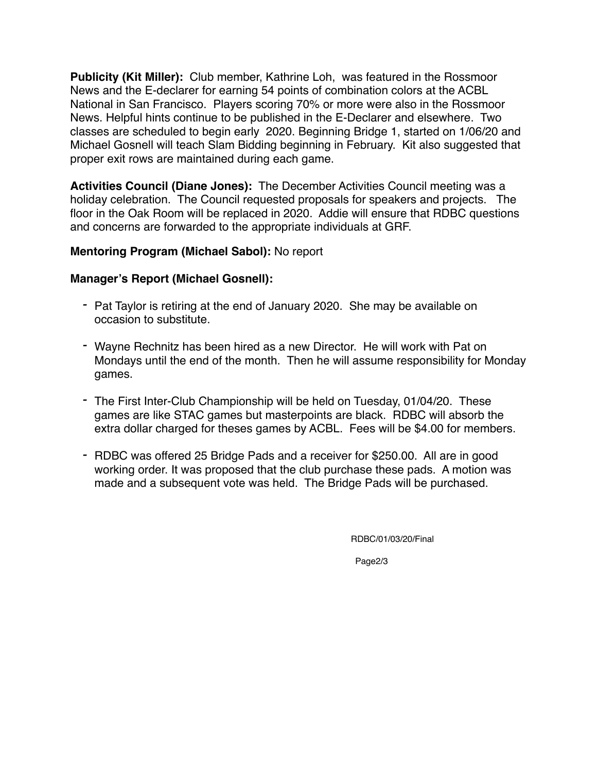**Publicity (Kit Miller):** Club member, Kathrine Loh, was featured in the Rossmoor News and the E-declarer for earning 54 points of combination colors at the ACBL National in San Francisco. Players scoring 70% or more were also in the Rossmoor News. Helpful hints continue to be published in the E-Declarer and elsewhere. Two classes are scheduled to begin early 2020. Beginning Bridge 1, started on 1/06/20 and Michael Gosnell will teach Slam Bidding beginning in February. Kit also suggested that proper exit rows are maintained during each game.

**Activities Council (Diane Jones):** The December Activities Council meeting was a holiday celebration. The Council requested proposals for speakers and projects. The floor in the Oak Room will be replaced in 2020. Addie will ensure that RDBC questions and concerns are forwarded to the appropriate individuals at GRF.

**Mentoring Program (Michael Sabol):** No report

**Manager's Report (Michael Gosnell):**

- Pat Taylor is retiring at the end of January 2020. She may be available on occasion to substitute.
- Wayne Rechnitz has been hired as a new Director. He will work with Pat on Mondays until the end of the month. Then he will assume responsibility for Monday games.
- The First Inter-Club Championship will be held on Tuesday, 01/04/20. These games are like STAC games but masterpoints are black. RDBC will absorb the extra dollar charged for theses games by ACBL. Fees will be $4.00 for members.
- RDBC was offered 25 Bridge Pads and a receiver for $250.00. All are in good working order. It was proposed that the club purchase these pads. A motion was made and a subsequent vote was held. The Bridge Pads will be purchased.

RDBC/01/03/20/Final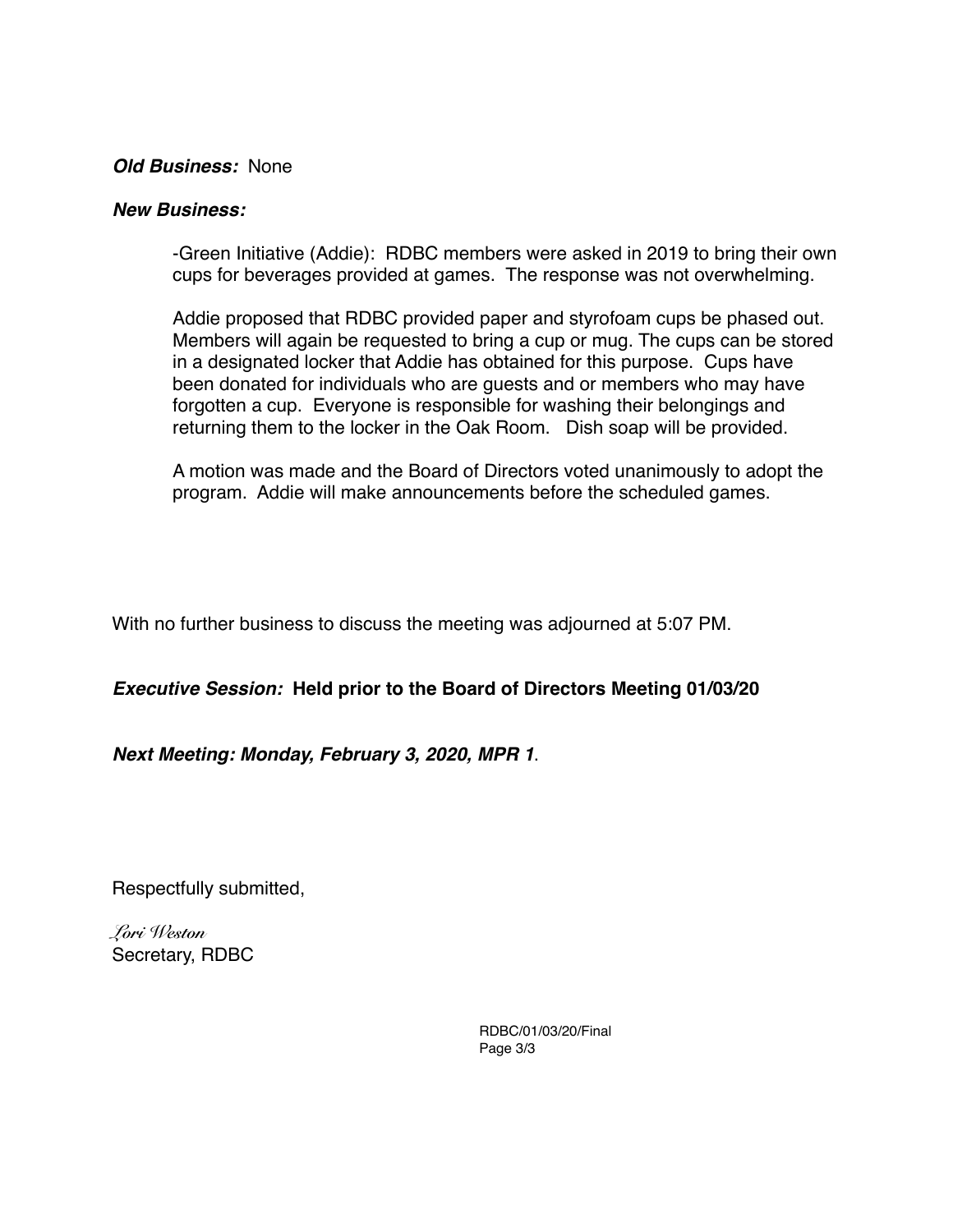***Old Business:*** None

***New Business:***

-Green Initiative (Addie): RDBC members were asked in 2019 to bring their own cups for beverages provided at games. The response was not overwhelming.

Addie proposed that RDBC provided paper and styrofoam cups be phased out. Members will again be requested to bring a cup or mug. The cups can be stored in a designated locker that Addie has obtained for this purpose. Cups have been donated for individuals who are guests and or members who may have forgotten a cup. Everyone is responsible for washing their belongings and returning them to the locker in the Oak Room. Dish soap will be provided.

A motion was made and the Board of Directors voted unanimously to adopt the program. Addie will make announcements before the scheduled games.

With no further business to discuss the meeting was adjourned at 5:07 PM.

***Executive Session:*** **Held prior to the Board of Directors Meeting 01/03/20**

***Next Meeting: Monday, February 3, 2020, MPR 1***.

Respectfully submitted,

*Lori Weston*
Secretary, RDBC

RDBC/01/03/20/Final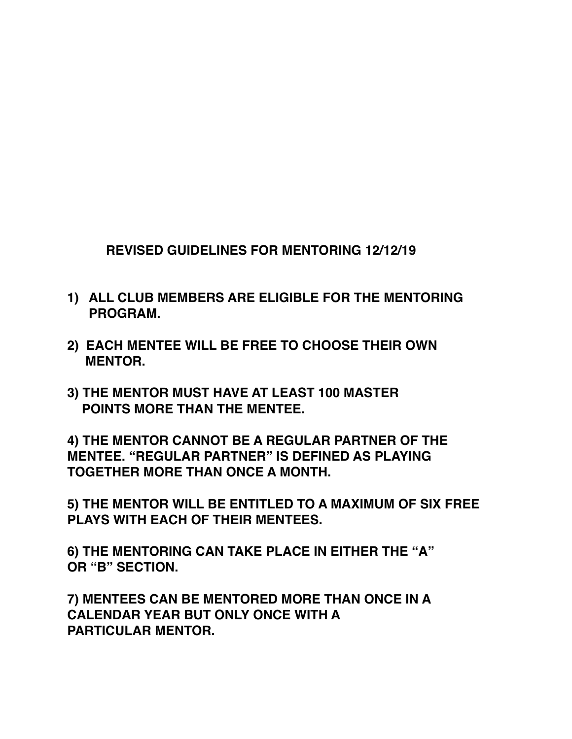## REVISED GUIDELINES FOR MENTORING 12/12/19

1) ALL CLUB MEMBERS ARE ELIGIBLE FOR THE MENTORING PROGRAM.

2) EACH MENTEE WILL BE FREE TO CHOOSE THEIR OWN MENTOR.

3) THE MENTOR MUST HAVE AT LEAST 100 MASTER POINTS MORE THAN THE MENTEE.

4) THE MENTOR CANNOT BE A REGULAR PARTNER OF THE MENTEE. "REGULAR PARTNER" IS DEFINED AS PLAYING TOGETHER MORE THAN ONCE A MONTH.

5) THE MENTOR WILL BE ENTITLED TO A MAXIMUM OF SIX FREE PLAYS WITH EACH OF THEIR MENTEES.

6) THE MENTORING CAN TAKE PLACE IN EITHER THE "A" OR "B" SECTION.

7) MENTEES CAN BE MENTORED MORE THAN ONCE IN A CALENDAR YEAR BUT ONLY ONCE WITH A PARTICULAR MENTOR.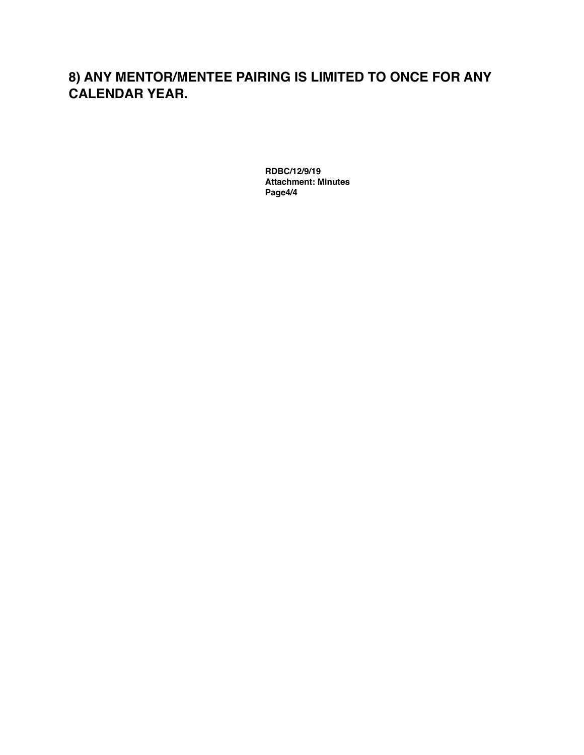**8) ANY MENTOR/MENTEE PAIRING IS LIMITED TO ONCE FOR ANY CALENDAR YEAR.**